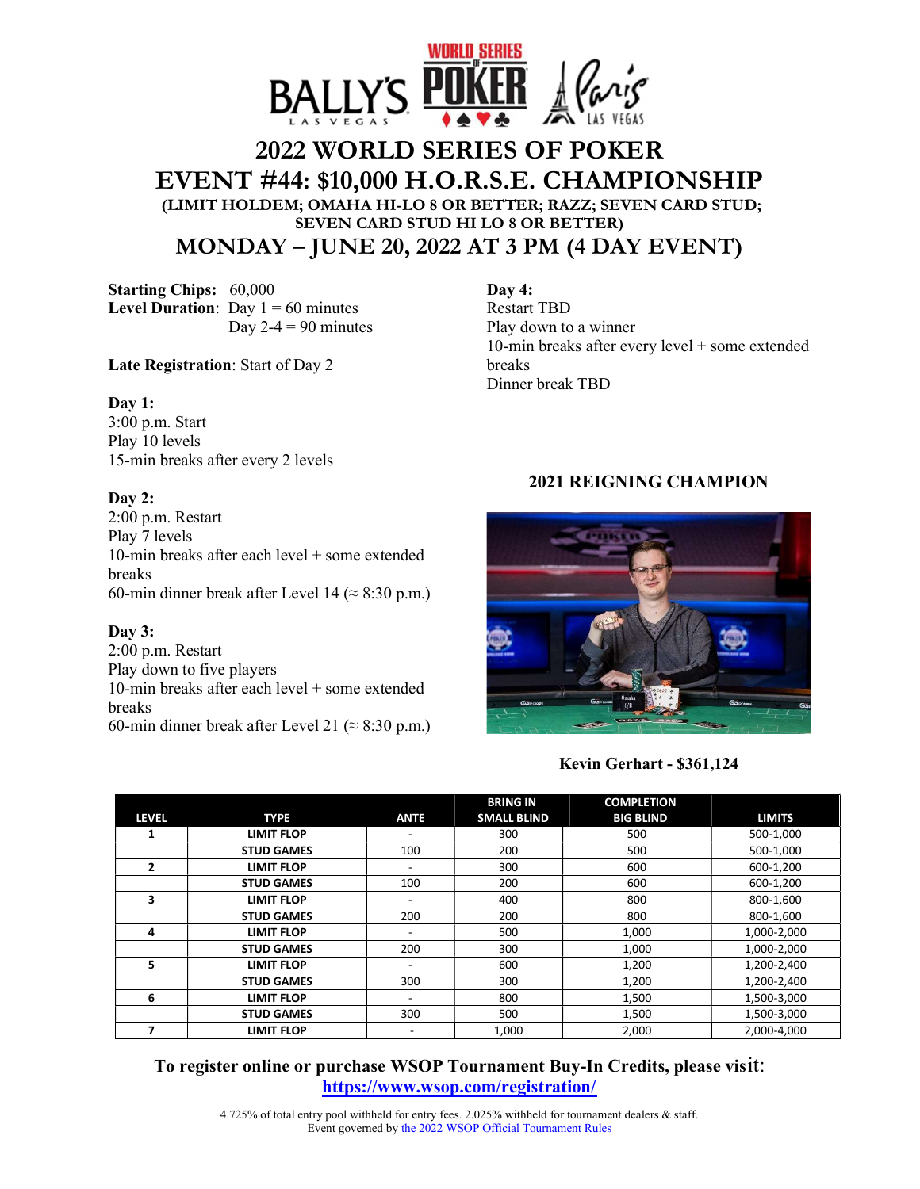# 2022 WORLD SERIES OF POKER

# EVENT #44: $10,000 H.O.R.S.E. CHAMPIONSHIP

### (LIMIT HOLDEM; OMAHA HI-LO 8 OR BETTER; RAZZ; SEVEN CARD STUD; SEVEN CARD STUD HI LO 8 OR BETTER)

## MONDAY – JUNE 20, 2022 AT 3 PM (4 DAY EVENT)

**Starting Chips:** 60,000
**Level Duration**: Day 1 = 60 minutes
Day 2-4 = 90 minutes

**Late Registration**: Start of Day 2

**Day 1:**
3:00 p.m. Start
Play 10 levels
15-min breaks after every 2 levels

**Day 2:**
2:00 p.m. Restart
Play 7 levels
10-min breaks after each level + some extended breaks
60-min dinner break after Level 14 (≈ 8:30 p.m.)

**Day 3:**
2:00 p.m. Restart
Play down to five players
10-min breaks after each level + some extended breaks
60-min dinner break after Level 21 (≈ 8:30 p.m.)

**Day 4:**
Restart TBD
Play down to a winner
10-min breaks after every level + some extended breaks
Dinner break TBD

**2021 REIGNING CHAMPION**

**Kevin Gerhart - $361,124**

| LEVEL | TYPE | ANTE | BRING IN SMALL BLIND | COMPLETION BIG BLIND | LIMITS |
|---|---|---|---|---|---|
| 1 | LIMIT FLOP | - | 300 | 500 | 500-1,000 |
| | STUD GAMES | 100 | 200 | 500 | 500-1,000 |
| 2 | LIMIT FLOP | - | 300 | 600 | 600-1,200 |
| | STUD GAMES | 100 | 200 | 600 | 600-1,200 |
| 3 | LIMIT FLOP | - | 400 | 800 | 800-1,600 |
| | STUD GAMES | 200 | 200 | 800 | 800-1,600 |
| 4 | LIMIT FLOP | - | 500 | 1,000 | 1,000-2,000 |
| | STUD GAMES | 200 | 300 | 1,000 | 1,000-2,000 |
| 5 | LIMIT FLOP | - | 600 | 1,200 | 1,200-2,400 |
| | STUD GAMES | 300 | 300 | 1,200 | 1,200-2,400 |
| 6 | LIMIT FLOP | - | 800 | 1,500 | 1,500-3,000 |
| | STUD GAMES | 300 | 500 | 1,500 | 1,500-3,000 |
| 7 | LIMIT FLOP | - | 1,000 | 2,000 | 2,000-4,000 |

**To register online or purchase WSOP Tournament Buy-In Credits, please visit:**
**https://www.wsop.com/registration/**

4.725% of total entry pool withheld for entry fees. 2.025% withheld for tournament dealers & staff.
Event governed by the 2022 WSOP Official Tournament Rules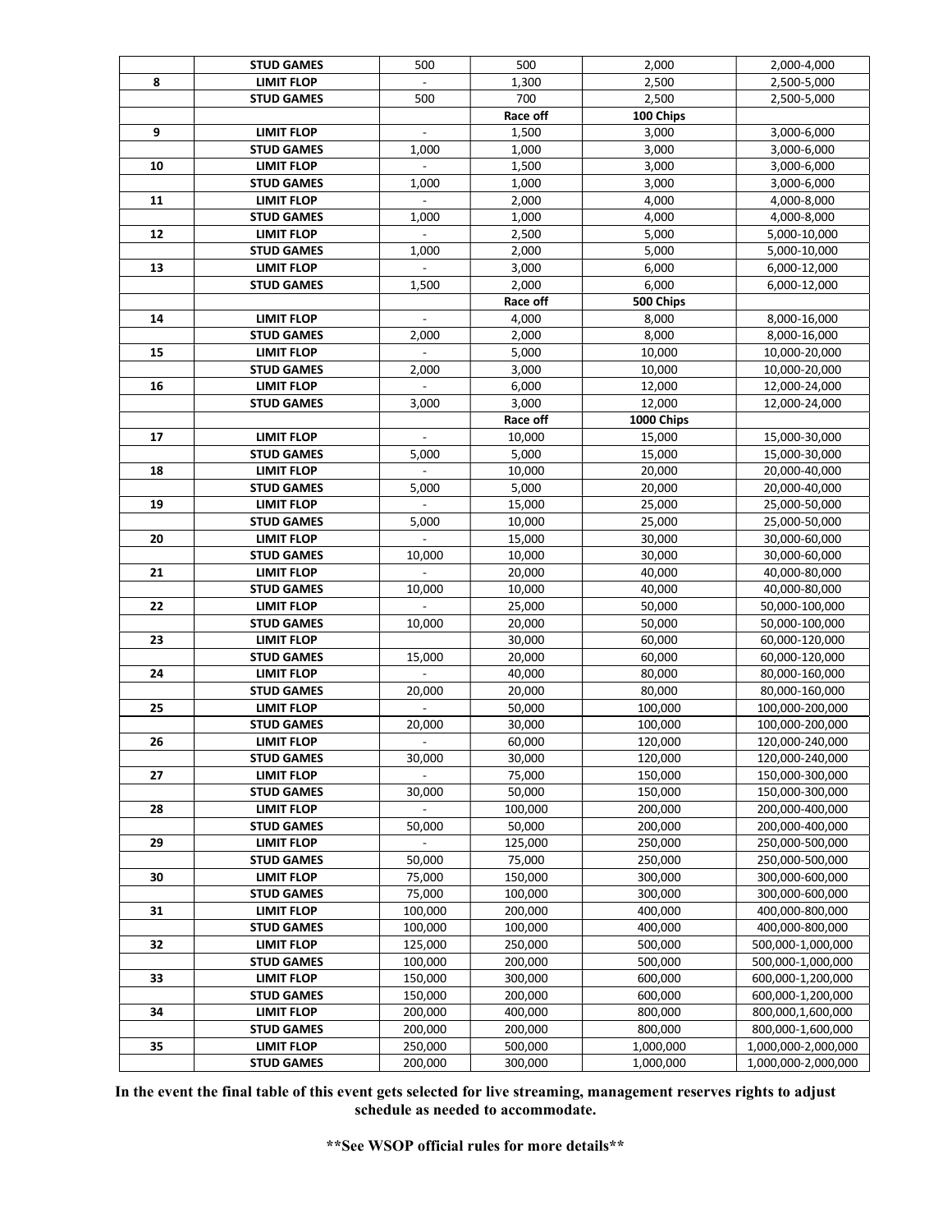| | | | | | |
|---|---|---|---|---|---|
| | STUD GAMES | 500 | 500 | 2,000 | 2,000-4,000 |
| 8 | LIMIT FLOP | - | 1,300 | 2,500 | 2,500-5,000 |
| | STUD GAMES | 500 | 700 | 2,500 | 2,500-5,000 |
| | | | Race off | 100 Chips | |
| 9 | LIMIT FLOP | - | 1,500 | 3,000 | 3,000-6,000 |
| | STUD GAMES | 1,000 | 1,000 | 3,000 | 3,000-6,000 |
| 10 | LIMIT FLOP | - | 1,500 | 3,000 | 3,000-6,000 |
| | STUD GAMES | 1,000 | 1,000 | 3,000 | 3,000-6,000 |
| 11 | LIMIT FLOP | - | 2,000 | 4,000 | 4,000-8,000 |
| | STUD GAMES | 1,000 | 1,000 | 4,000 | 4,000-8,000 |
| 12 | LIMIT FLOP | - | 2,500 | 5,000 | 5,000-10,000 |
| | STUD GAMES | 1,000 | 2,000 | 5,000 | 5,000-10,000 |
| 13 | LIMIT FLOP | - | 3,000 | 6,000 | 6,000-12,000 |
| | STUD GAMES | 1,500 | 2,000 | 6,000 | 6,000-12,000 |
| | | | Race off | 500 Chips | |
| 14 | LIMIT FLOP | - | 4,000 | 8,000 | 8,000-16,000 |
| | STUD GAMES | 2,000 | 2,000 | 8,000 | 8,000-16,000 |
| 15 | LIMIT FLOP | - | 5,000 | 10,000 | 10,000-20,000 |
| | STUD GAMES | 2,000 | 3,000 | 10,000 | 10,000-20,000 |
| 16 | LIMIT FLOP | - | 6,000 | 12,000 | 12,000-24,000 |
| | STUD GAMES | 3,000 | 3,000 | 12,000 | 12,000-24,000 |
| | | | Race off | 1000 Chips | |
| 17 | LIMIT FLOP | - | 10,000 | 15,000 | 15,000-30,000 |
| | STUD GAMES | 5,000 | 5,000 | 15,000 | 15,000-30,000 |
| 18 | LIMIT FLOP | - | 10,000 | 20,000 | 20,000-40,000 |
| | STUD GAMES | 5,000 | 5,000 | 20,000 | 20,000-40,000 |
| 19 | LIMIT FLOP | - | 15,000 | 25,000 | 25,000-50,000 |
| | STUD GAMES | 5,000 | 10,000 | 25,000 | 25,000-50,000 |
| 20 | LIMIT FLOP | - | 15,000 | 30,000 | 30,000-60,000 |
| | STUD GAMES | 10,000 | 10,000 | 30,000 | 30,000-60,000 |
| 21 | LIMIT FLOP | - | 20,000 | 40,000 | 40,000-80,000 |
| | STUD GAMES | 10,000 | 10,000 | 40,000 | 40,000-80,000 |
| 22 | LIMIT FLOP | - | 25,000 | 50,000 | 50,000-100,000 |
| | STUD GAMES | 10,000 | 20,000 | 50,000 | 50,000-100,000 |
| 23 | LIMIT FLOP | | 30,000 | 60,000 | 60,000-120,000 |
| | STUD GAMES | 15,000 | 20,000 | 60,000 | 60,000-120,000 |
| 24 | LIMIT FLOP | - | 40,000 | 80,000 | 80,000-160,000 |
| | STUD GAMES | 20,000 | 20,000 | 80,000 | 80,000-160,000 |
| 25 | LIMIT FLOP | - | 50,000 | 100,000 | 100,000-200,000 |
| | STUD GAMES | 20,000 | 30,000 | 100,000 | 100,000-200,000 |
| 26 | LIMIT FLOP | - | 60,000 | 120,000 | 120,000-240,000 |
| | STUD GAMES | 30,000 | 30,000 | 120,000 | 120,000-240,000 |
| 27 | LIMIT FLOP | - | 75,000 | 150,000 | 150,000-300,000 |
| | STUD GAMES | 30,000 | 50,000 | 150,000 | 150,000-300,000 |
| 28 | LIMIT FLOP | - | 100,000 | 200,000 | 200,000-400,000 |
| | STUD GAMES | 50,000 | 50,000 | 200,000 | 200,000-400,000 |
| 29 | LIMIT FLOP | - | 125,000 | 250,000 | 250,000-500,000 |
| | STUD GAMES | 50,000 | 75,000 | 250,000 | 250,000-500,000 |
| 30 | LIMIT FLOP | 75,000 | 150,000 | 300,000 | 300,000-600,000 |
| | STUD GAMES | 75,000 | 100,000 | 300,000 | 300,000-600,000 |
| 31 | LIMIT FLOP | 100,000 | 200,000 | 400,000 | 400,000-800,000 |
| | STUD GAMES | 100,000 | 100,000 | 400,000 | 400,000-800,000 |
| 32 | LIMIT FLOP | 125,000 | 250,000 | 500,000 | 500,000-1,000,000 |
| | STUD GAMES | 100,000 | 200,000 | 500,000 | 500,000-1,000,000 |
| 33 | LIMIT FLOP | 150,000 | 300,000 | 600,000 | 600,000-1,200,000 |
| | STUD GAMES | 150,000 | 200,000 | 600,000 | 600,000-1,200,000 |
| 34 | LIMIT FLOP | 200,000 | 400,000 | 800,000 | 800,000,1,600,000 |
| | STUD GAMES | 200,000 | 200,000 | 800,000 | 800,000-1,600,000 |
| 35 | LIMIT FLOP | 250,000 | 500,000 | 1,000,000 | 1,000,000-2,000,000 |
| | STUD GAMES | 200,000 | 300,000 | 1,000,000 | 1,000,000-2,000,000 |

**In the event the final table of this event gets selected for live streaming, management reserves rights to adjust schedule as needed to accommodate.**

**\*\*See WSOP official rules for more details\*\***